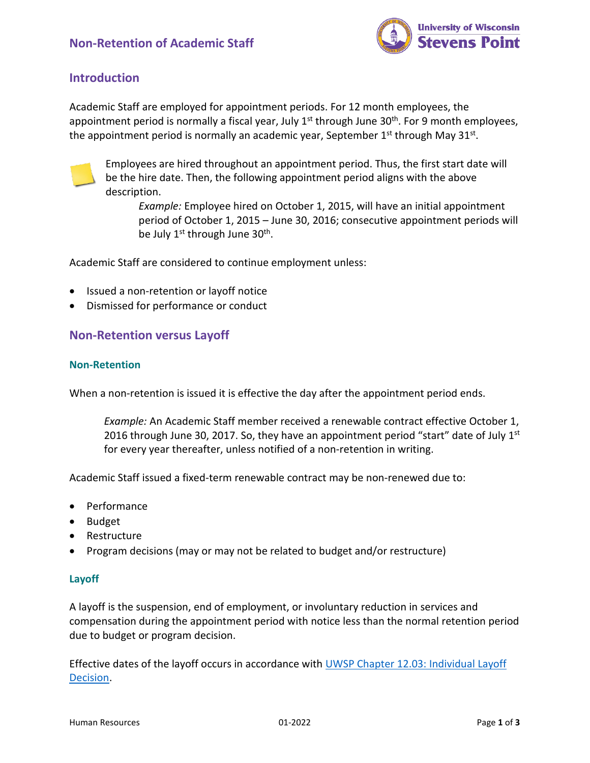# Non-Retention of Academic Staff

## Introduction

Academic Staff are employed for appointment periods. For 12 month employees, the appointment period is normally a fiscal year, July 1st through June 30th. For 9 month employees, the appointment period is normally an academic year, September 1st through May 31st.

Employees are hired throughout an appointment period. Thus, the first start date will be the hire date. Then, the following appointment period aligns with the above description.

> *Example:* Employee hired on October 1, 2015, will have an initial appointment period of October 1, 2015 – June 30, 2016; consecutive appointment periods will be July 1st through June 30th.

Academic Staff are considered to continue employment unless:

- Issued a non-retention or layoff notice
- Dismissed for performance or conduct

## Non-Retention versus Layoff

### Non-Retention

When a non-retention is issued it is effective the day after the appointment period ends.

> *Example:* An Academic Staff member received a renewable contract effective October 1, 2016 through June 30, 2017. So, they have an appointment period "start" date of July 1st for every year thereafter, unless notified of a non-retention in writing.

Academic Staff issued a fixed-term renewable contract may be non-renewed due to:

- Performance
- Budget
- Restructure
- Program decisions (may or may not be related to budget and/or restructure)

### Layoff

A layoff is the suspension, end of employment, or involuntary reduction in services and compensation during the appointment period with notice less than the normal retention period due to budget or program decision.

Effective dates of the layoff occurs in accordance with UWSP Chapter 12.03: Individual Layoff Decision.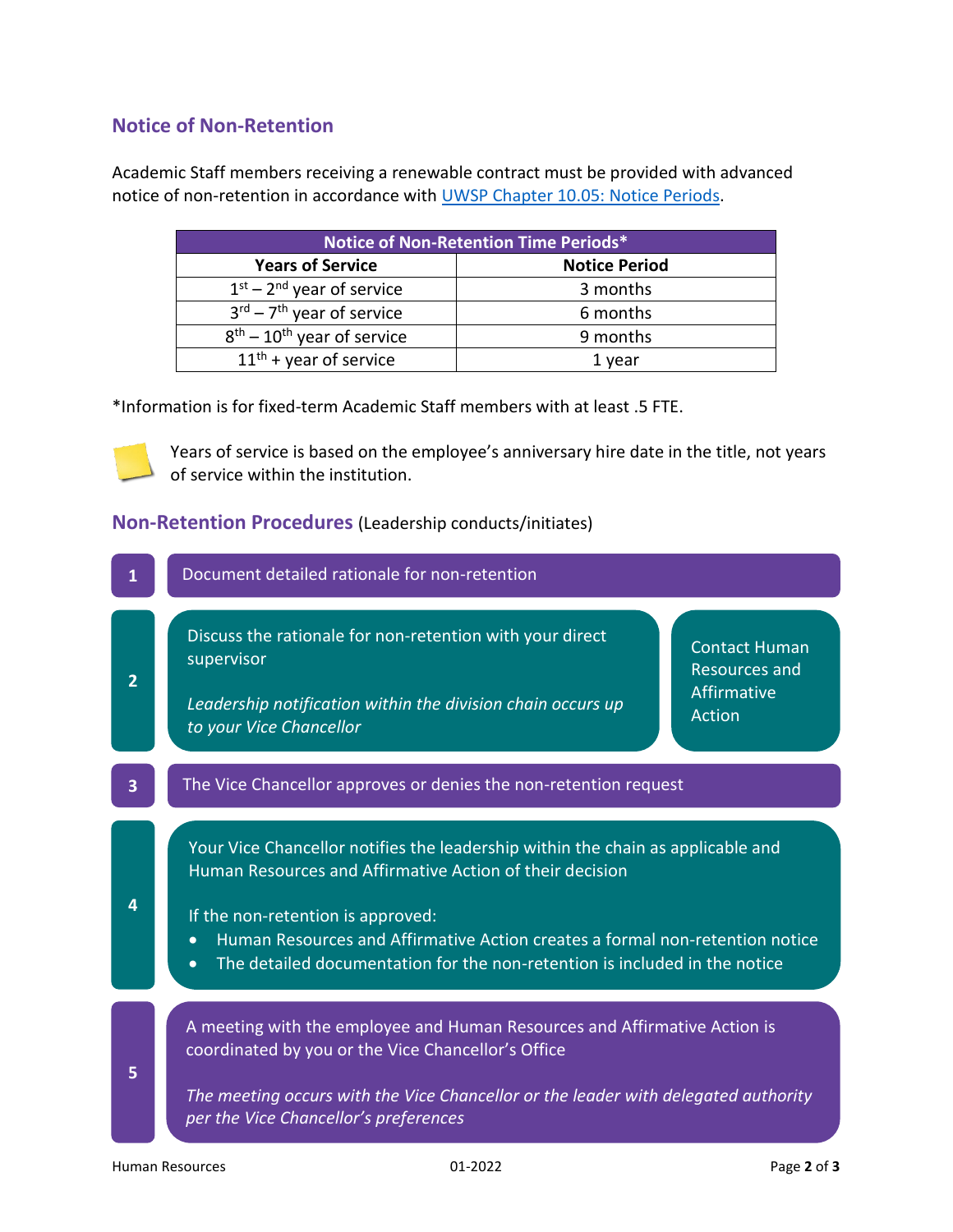## Notice of Non-Retention

Academic Staff members receiving a renewable contract must be provided with advanced notice of non-retention in accordance with [UWSP Chapter 10.05: Notice Periods](#).

| Notice of Non-Retention Time Periods* | |
|---|---|
| **Years of Service** | **Notice Period** |
| 1st – 2nd year of service | 3 months |
| 3rd – 7th year of service | 6 months |
| 8th – 10th year of service | 9 months |
| 11th + year of service | 1 year |

*Information is for fixed-term Academic Staff members with at least .5 FTE.

Years of service is based on the employee's anniversary hire date in the title, not years of service within the institution.

### Non-Retention Procedures (Leadership conducts/initiates)

**1** Document detailed rationale for non-retention

**2** Discuss the rationale for non-retention with your direct supervisor

*Leadership notification within the division chain occurs up to your Vice Chancellor*

Contact Human Resources and Affirmative Action

**3** The Vice Chancellor approves or denies the non-retention request

**4** Your Vice Chancellor notifies the leadership within the chain as applicable and Human Resources and Affirmative Action of their decision

If the non-retention is approved:

- Human Resources and Affirmative Action creates a formal non-retention notice
- The detailed documentation for the non-retention is included in the notice

**5** A meeting with the employee and Human Resources and Affirmative Action is coordinated by you or the Vice Chancellor's Office

*The meeting occurs with the Vice Chancellor or the leader with delegated authority per the Vice Chancellor's preferences*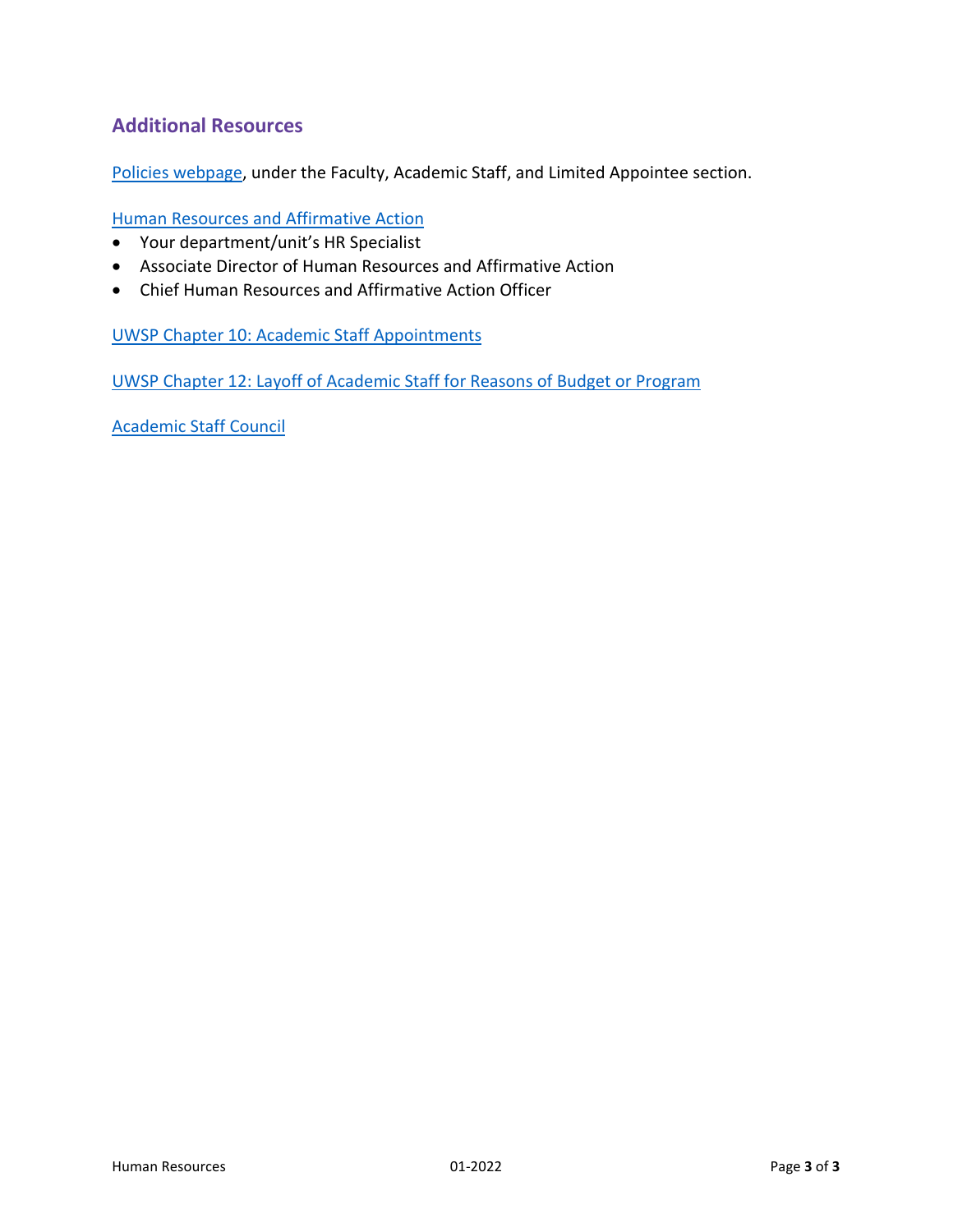## Additional Resources

Policies webpage, under the Faculty, Academic Staff, and Limited Appointee section.

Human Resources and Affirmative Action

- Your department/unit's HR Specialist
- Associate Director of Human Resources and Affirmative Action
- Chief Human Resources and Affirmative Action Officer

UWSP Chapter 10: Academic Staff Appointments

UWSP Chapter 12: Layoff of Academic Staff for Reasons of Budget or Program

Academic Staff Council